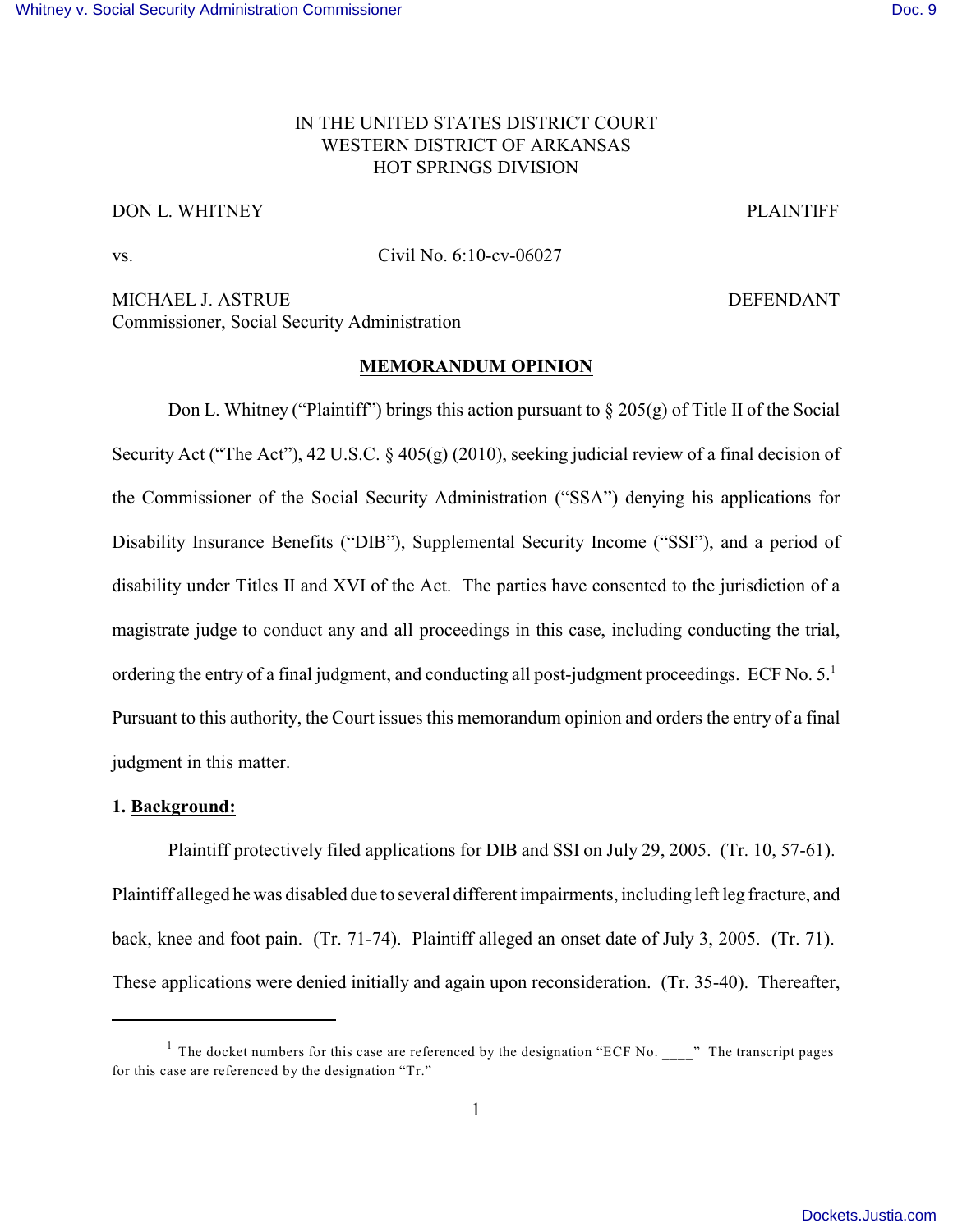IN THE UNITED STATES DISTRICT COURT
WESTERN DISTRICT OF ARKANSAS
HOT SPRINGS DIVISION

DON L. WHITNEY PLAINTIFF

vs. Civil No. 6:10-cv-06027

MICHAEL J. ASTRUE DEFENDANT
Commissioner, Social Security Administration

## MEMORANDUM OPINION

Don L. Whitney ("Plaintiff") brings this action pursuant to § 205(g) of Title II of the Social Security Act ("The Act"), 42 U.S.C. § 405(g) (2010), seeking judicial review of a final decision of the Commissioner of the Social Security Administration ("SSA") denying his applications for Disability Insurance Benefits ("DIB"), Supplemental Security Income ("SSI"), and a period of disability under Titles II and XVI of the Act. The parties have consented to the jurisdiction of a magistrate judge to conduct any and all proceedings in this case, including conducting the trial, ordering the entry of a final judgment, and conducting all post-judgment proceedings. ECF No. 5.[1] Pursuant to this authority, the Court issues this memorandum opinion and orders the entry of a final judgment in this matter.

**1. Background:**

Plaintiff protectively filed applications for DIB and SSI on July 29, 2005. (Tr. 10, 57-61). Plaintiff alleged he was disabled due to several different impairments, including left leg fracture, and back, knee and foot pain. (Tr. 71-74). Plaintiff alleged an onset date of July 3, 2005. (Tr. 71). These applications were denied initially and again upon reconsideration. (Tr. 35-40). Thereafter,

[1] The docket numbers for this case are referenced by the designation "ECF No. ____" The transcript pages for this case are referenced by the designation "Tr."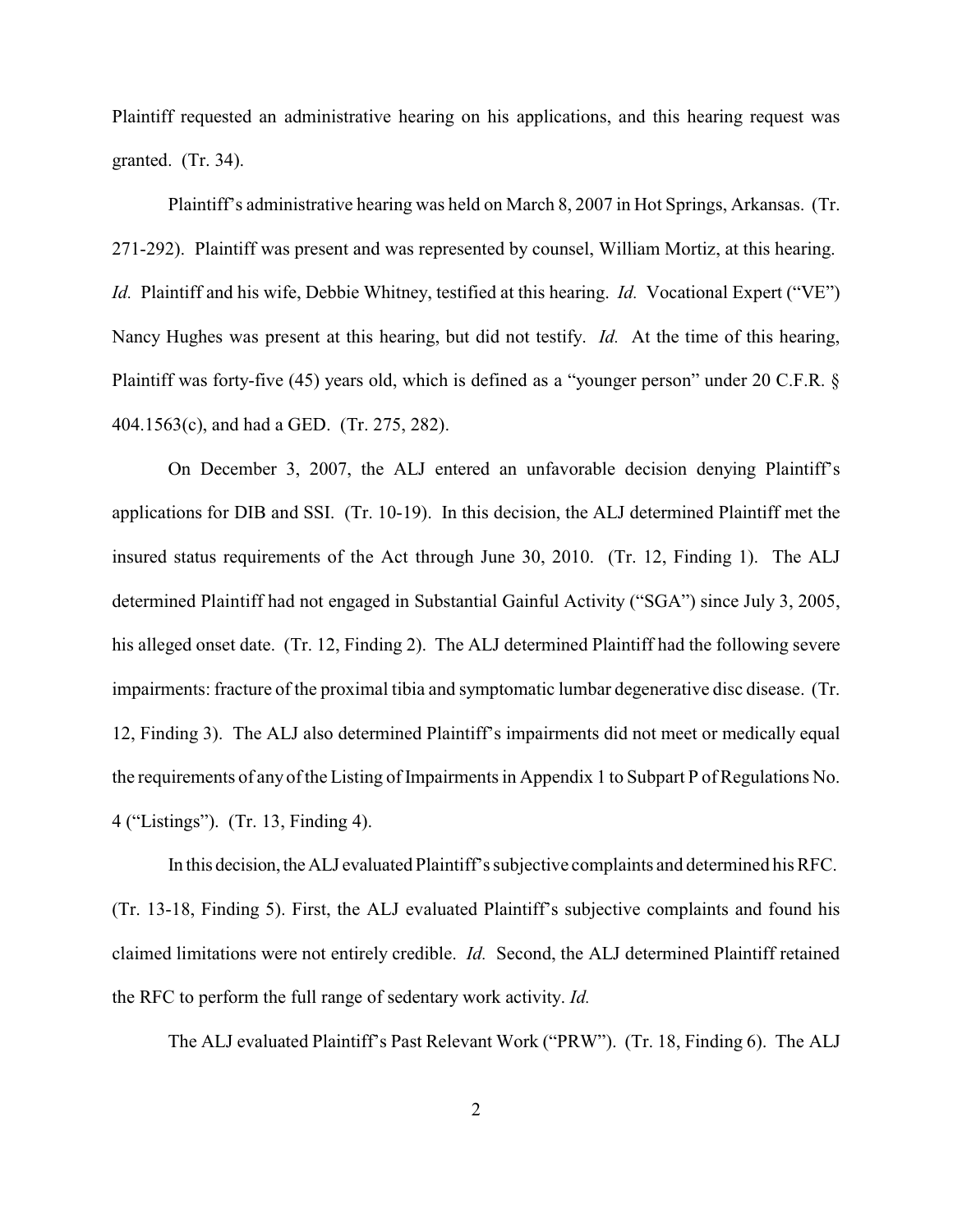Plaintiff requested an administrative hearing on his applications, and this hearing request was granted. (Tr. 34).

Plaintiff's administrative hearing was held on March 8, 2007 in Hot Springs, Arkansas. (Tr. 271-292). Plaintiff was present and was represented by counsel, William Mortiz, at this hearing. *Id.* Plaintiff and his wife, Debbie Whitney, testified at this hearing. *Id.* Vocational Expert ("VE") Nancy Hughes was present at this hearing, but did not testify. *Id.* At the time of this hearing, Plaintiff was forty-five (45) years old, which is defined as a "younger person" under 20 C.F.R. § 404.1563(c), and had a GED. (Tr. 275, 282).

On December 3, 2007, the ALJ entered an unfavorable decision denying Plaintiff's applications for DIB and SSI. (Tr. 10-19). In this decision, the ALJ determined Plaintiff met the insured status requirements of the Act through June 30, 2010. (Tr. 12, Finding 1). The ALJ determined Plaintiff had not engaged in Substantial Gainful Activity ("SGA") since July 3, 2005, his alleged onset date. (Tr. 12, Finding 2). The ALJ determined Plaintiff had the following severe impairments: fracture of the proximal tibia and symptomatic lumbar degenerative disc disease. (Tr. 12, Finding 3). The ALJ also determined Plaintiff's impairments did not meet or medically equal the requirements of any of the Listing of Impairments in Appendix 1 to Subpart P of Regulations No. 4 ("Listings"). (Tr. 13, Finding 4).

In this decision, the ALJ evaluated Plaintiff's subjective complaints and determined his RFC. (Tr. 13-18, Finding 5). First, the ALJ evaluated Plaintiff's subjective complaints and found his claimed limitations were not entirely credible. *Id.* Second, the ALJ determined Plaintiff retained the RFC to perform the full range of sedentary work activity. *Id.*

The ALJ evaluated Plaintiff's Past Relevant Work ("PRW"). (Tr. 18, Finding 6). The ALJ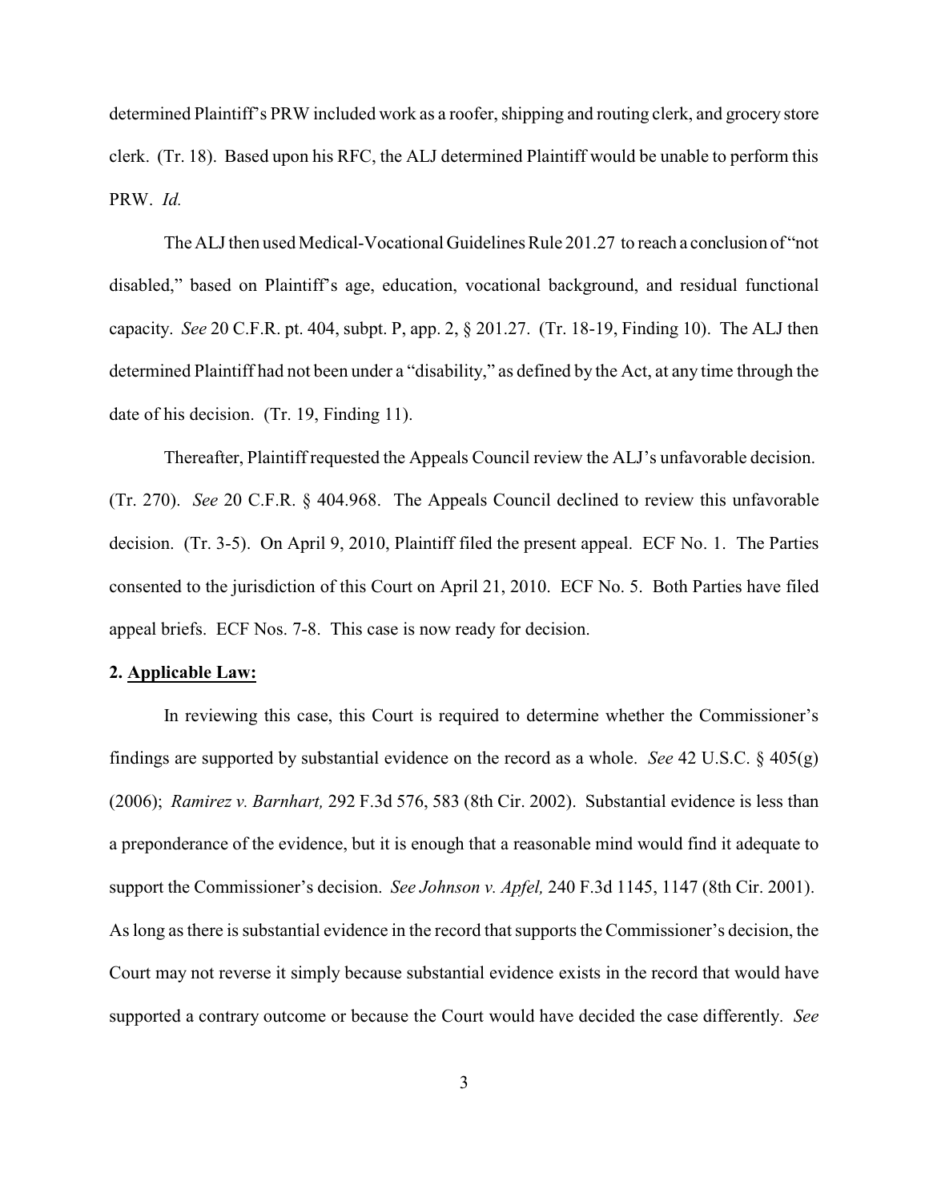determined Plaintiff's PRW included work as a roofer, shipping and routing clerk, and grocery store clerk. (Tr. 18). Based upon his RFC, the ALJ determined Plaintiff would be unable to perform this PRW. *Id.*

The ALJ then used Medical-Vocational Guidelines Rule 201.27 to reach a conclusion of "not disabled," based on Plaintiff's age, education, vocational background, and residual functional capacity. *See* 20 C.F.R. pt. 404, subpt. P, app. 2, § 201.27. (Tr. 18-19, Finding 10). The ALJ then determined Plaintiff had not been under a "disability," as defined by the Act, at any time through the date of his decision. (Tr. 19, Finding 11).

Thereafter, Plaintiff requested the Appeals Council review the ALJ's unfavorable decision. (Tr. 270). *See* 20 C.F.R. § 404.968. The Appeals Council declined to review this unfavorable decision. (Tr. 3-5). On April 9, 2010, Plaintiff filed the present appeal. ECF No. 1. The Parties consented to the jurisdiction of this Court on April 21, 2010. ECF No. 5. Both Parties have filed appeal briefs. ECF Nos. 7-8. This case is now ready for decision.

**2. Applicable Law:**

In reviewing this case, this Court is required to determine whether the Commissioner's findings are supported by substantial evidence on the record as a whole. *See* 42 U.S.C. § 405(g) (2006); *Ramirez v. Barnhart,* 292 F.3d 576, 583 (8th Cir. 2002). Substantial evidence is less than a preponderance of the evidence, but it is enough that a reasonable mind would find it adequate to support the Commissioner's decision. *See Johnson v. Apfel,* 240 F.3d 1145, 1147 (8th Cir. 2001). As long as there is substantial evidence in the record that supports the Commissioner's decision, the Court may not reverse it simply because substantial evidence exists in the record that would have supported a contrary outcome or because the Court would have decided the case differently. *See*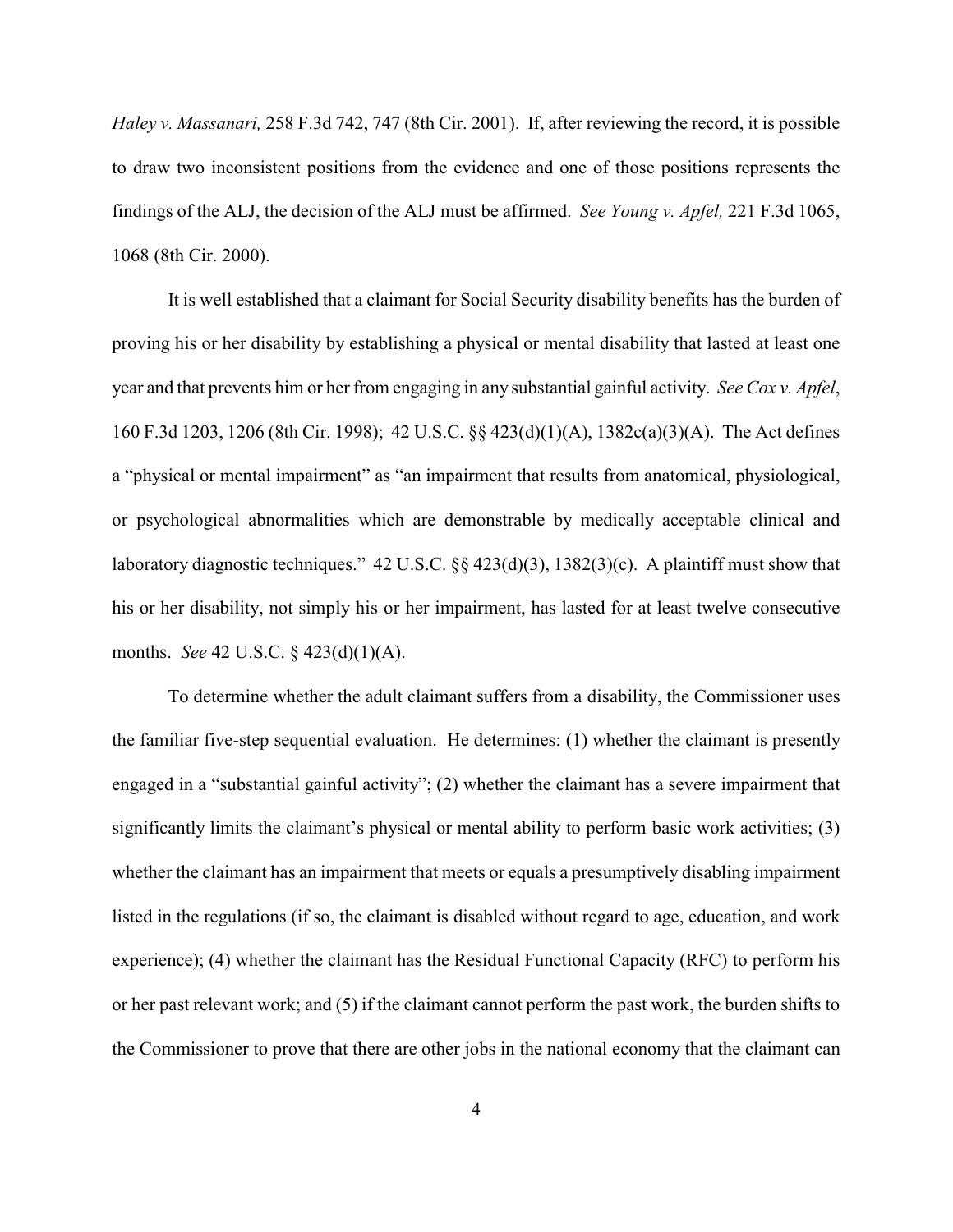*Haley v. Massanari,* 258 F.3d 742, 747 (8th Cir. 2001). If, after reviewing the record, it is possible to draw two inconsistent positions from the evidence and one of those positions represents the findings of the ALJ, the decision of the ALJ must be affirmed. *See Young v. Apfel,* 221 F.3d 1065, 1068 (8th Cir. 2000).

It is well established that a claimant for Social Security disability benefits has the burden of proving his or her disability by establishing a physical or mental disability that lasted at least one year and that prevents him or her from engaging in any substantial gainful activity. *See Cox v. Apfel*, 160 F.3d 1203, 1206 (8th Cir. 1998); 42 U.S.C. §§ 423(d)(1)(A), 1382c(a)(3)(A). The Act defines a "physical or mental impairment" as "an impairment that results from anatomical, physiological, or psychological abnormalities which are demonstrable by medically acceptable clinical and laboratory diagnostic techniques." 42 U.S.C. §§ 423(d)(3), 1382(3)(c). A plaintiff must show that his or her disability, not simply his or her impairment, has lasted for at least twelve consecutive months. *See* 42 U.S.C. § 423(d)(1)(A).

To determine whether the adult claimant suffers from a disability, the Commissioner uses the familiar five-step sequential evaluation. He determines: (1) whether the claimant is presently engaged in a "substantial gainful activity"; (2) whether the claimant has a severe impairment that significantly limits the claimant's physical or mental ability to perform basic work activities; (3) whether the claimant has an impairment that meets or equals a presumptively disabling impairment listed in the regulations (if so, the claimant is disabled without regard to age, education, and work experience); (4) whether the claimant has the Residual Functional Capacity (RFC) to perform his or her past relevant work; and (5) if the claimant cannot perform the past work, the burden shifts to the Commissioner to prove that there are other jobs in the national economy that the claimant can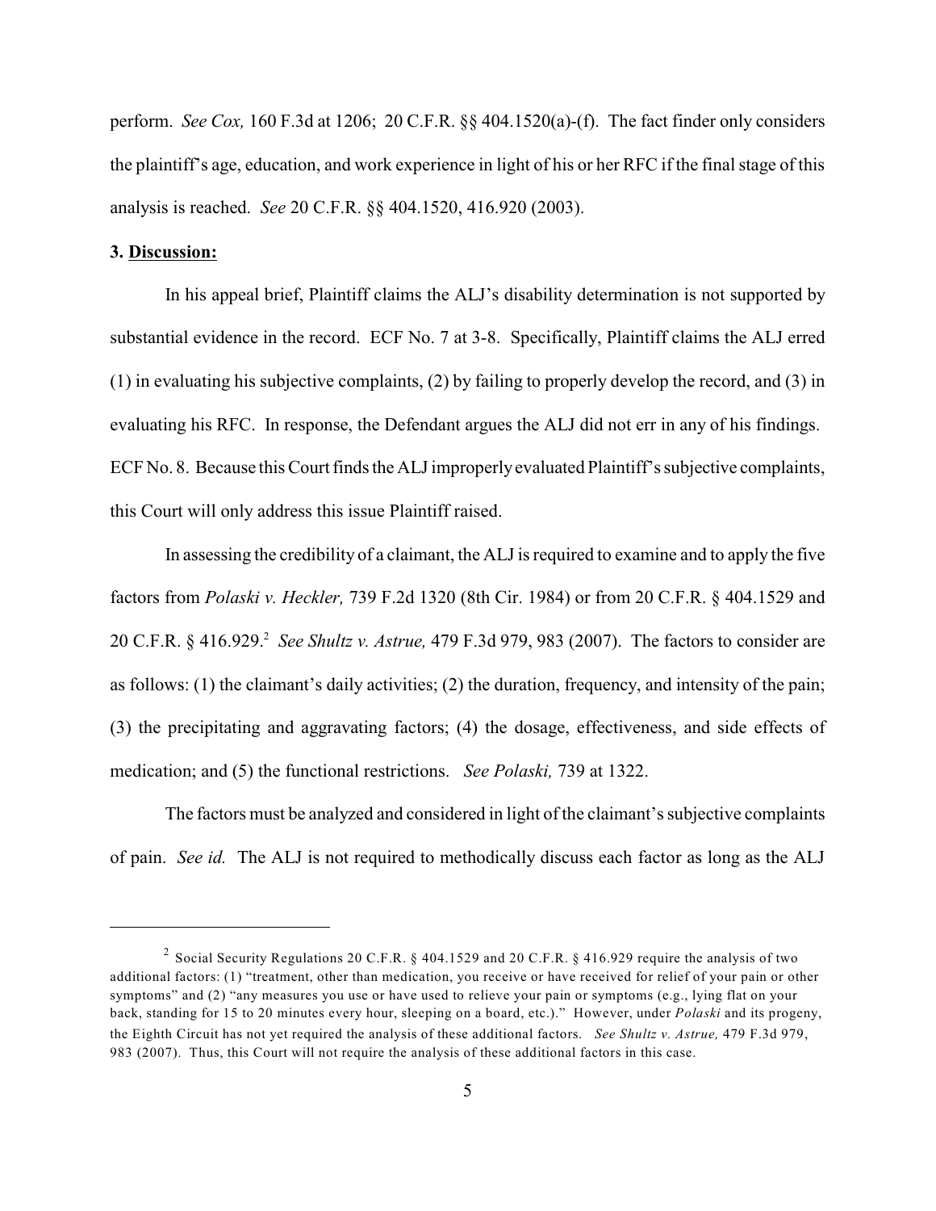perform. *See Cox,* 160 F.3d at 1206; 20 C.F.R. §§ 404.1520(a)-(f). The fact finder only considers the plaintiff's age, education, and work experience in light of his or her RFC if the final stage of this analysis is reached. *See* 20 C.F.R. §§ 404.1520, 416.920 (2003).

**3. <u>Discussion:</u>**

In his appeal brief, Plaintiff claims the ALJ's disability determination is not supported by substantial evidence in the record. ECF No. 7 at 3-8. Specifically, Plaintiff claims the ALJ erred (1) in evaluating his subjective complaints, (2) by failing to properly develop the record, and (3) in evaluating his RFC. In response, the Defendant argues the ALJ did not err in any of his findings. ECF No. 8. Because this Court finds the ALJ improperly evaluated Plaintiff's subjective complaints, this Court will only address this issue Plaintiff raised.

In assessing the credibility of a claimant, the ALJ is required to examine and to apply the five factors from *Polaski v. Heckler,* 739 F.2d 1320 (8th Cir. 1984) or from 20 C.F.R. § 404.1529 and 20 C.F.R. § 416.929.[2] *See Shultz v. Astrue,* 479 F.3d 979, 983 (2007). The factors to consider are as follows: (1) the claimant's daily activities; (2) the duration, frequency, and intensity of the pain; (3) the precipitating and aggravating factors; (4) the dosage, effectiveness, and side effects of medication; and (5) the functional restrictions. *See Polaski,* 739 at 1322.

The factors must be analyzed and considered in light of the claimant's subjective complaints of pain. *See id.* The ALJ is not required to methodically discuss each factor as long as the ALJ

---

[2] Social Security Regulations 20 C.F.R. § 404.1529 and 20 C.F.R. § 416.929 require the analysis of two additional factors: (1) "treatment, other than medication, you receive or have received for relief of your pain or other symptoms" and (2) "any measures you use or have used to relieve your pain or symptoms (e.g., lying flat on your back, standing for 15 to 20 minutes every hour, sleeping on a board, etc.)." However, under *Polaski* and its progeny, the Eighth Circuit has not yet required the analysis of these additional factors. *See Shultz v. Astrue,* 479 F.3d 979, 983 (2007). Thus, this Court will not require the analysis of these additional factors in this case.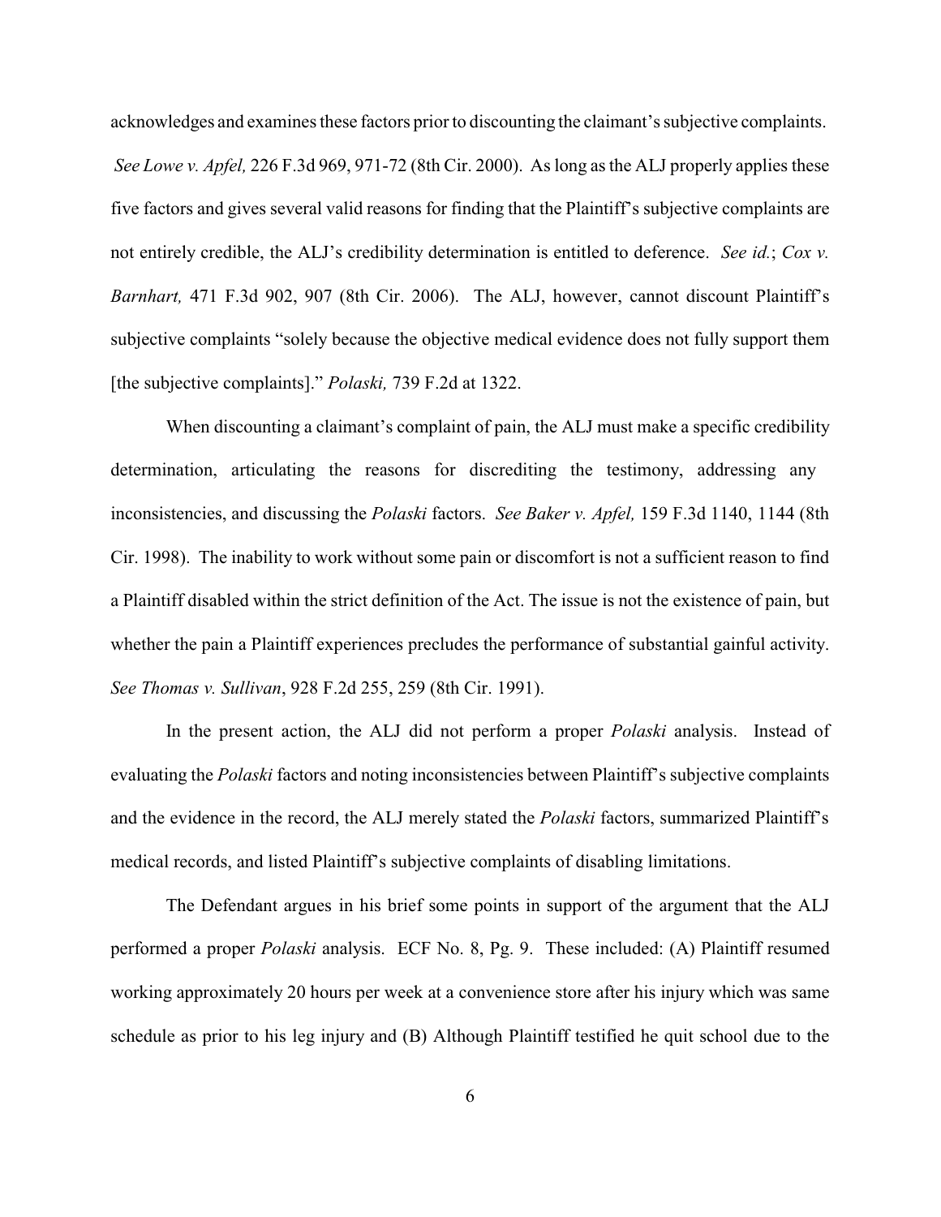acknowledges and examines these factors prior to discounting the claimant's subjective complaints. *See Lowe v. Apfel,* 226 F.3d 969, 971-72 (8th Cir. 2000). As long as the ALJ properly applies these five factors and gives several valid reasons for finding that the Plaintiff's subjective complaints are not entirely credible, the ALJ's credibility determination is entitled to deference. *See id.*; *Cox v. Barnhart,* 471 F.3d 902, 907 (8th Cir. 2006). The ALJ, however, cannot discount Plaintiff's subjective complaints "solely because the objective medical evidence does not fully support them [the subjective complaints]." *Polaski,* 739 F.2d at 1322.

When discounting a claimant's complaint of pain, the ALJ must make a specific credibility determination, articulating the reasons for discrediting the testimony, addressing any inconsistencies, and discussing the *Polaski* factors. *See Baker v. Apfel,* 159 F.3d 1140, 1144 (8th Cir. 1998). The inability to work without some pain or discomfort is not a sufficient reason to find a Plaintiff disabled within the strict definition of the Act. The issue is not the existence of pain, but whether the pain a Plaintiff experiences precludes the performance of substantial gainful activity. *See Thomas v. Sullivan*, 928 F.2d 255, 259 (8th Cir. 1991).

In the present action, the ALJ did not perform a proper *Polaski* analysis. Instead of evaluating the *Polaski* factors and noting inconsistencies between Plaintiff's subjective complaints and the evidence in the record, the ALJ merely stated the *Polaski* factors, summarized Plaintiff's medical records, and listed Plaintiff's subjective complaints of disabling limitations.

The Defendant argues in his brief some points in support of the argument that the ALJ performed a proper *Polaski* analysis. ECF No. 8, Pg. 9. These included: (A) Plaintiff resumed working approximately 20 hours per week at a convenience store after his injury which was same schedule as prior to his leg injury and (B) Although Plaintiff testified he quit school due to the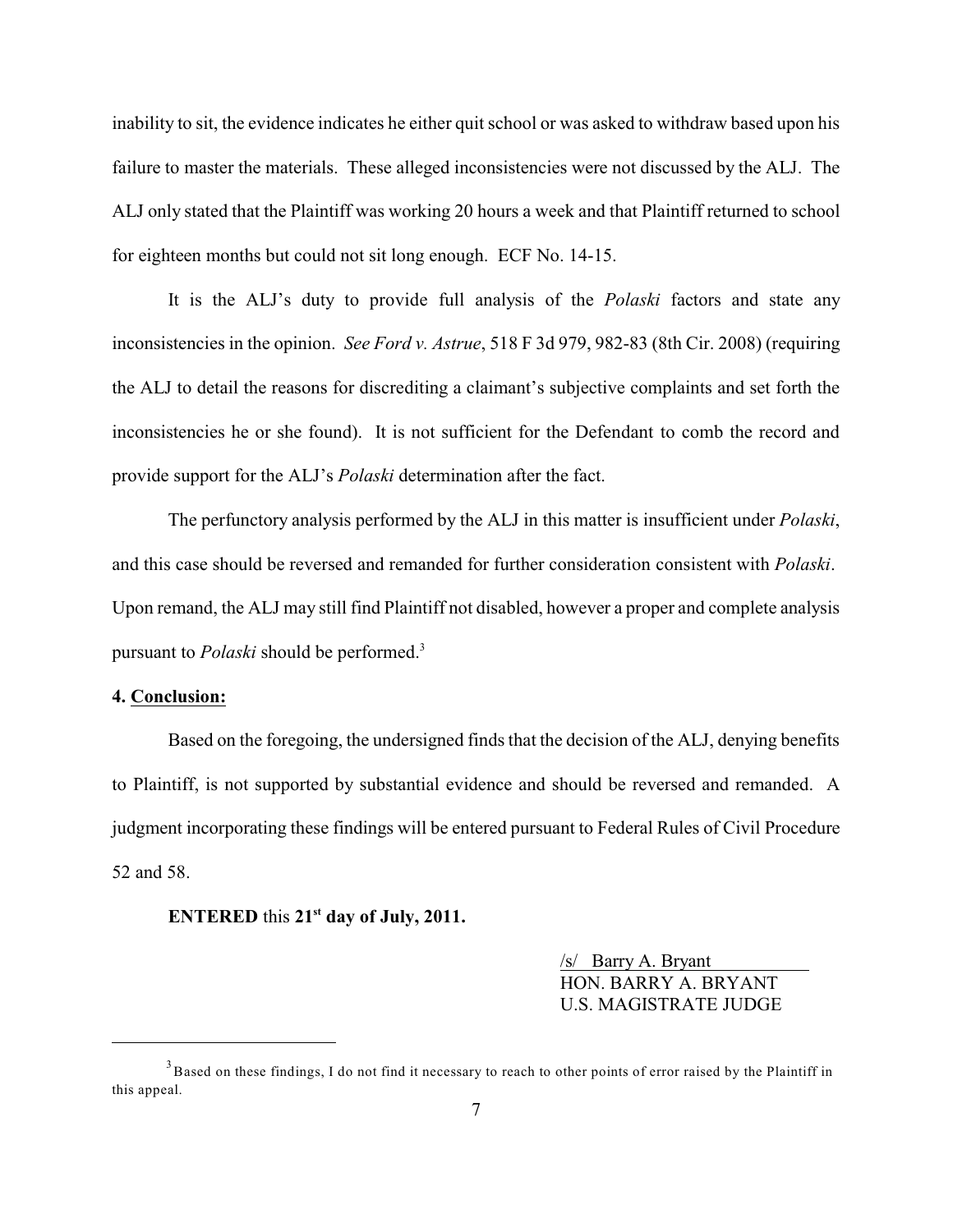inability to sit, the evidence indicates he either quit school or was asked to withdraw based upon his failure to master the materials. These alleged inconsistencies were not discussed by the ALJ. The ALJ only stated that the Plaintiff was working 20 hours a week and that Plaintiff returned to school for eighteen months but could not sit long enough. ECF No. 14-15.

It is the ALJ's duty to provide full analysis of the *Polaski* factors and state any inconsistencies in the opinion. *See Ford v. Astrue*, 518 F 3d 979, 982-83 (8th Cir. 2008) (requiring the ALJ to detail the reasons for discrediting a claimant's subjective complaints and set forth the inconsistencies he or she found). It is not sufficient for the Defendant to comb the record and provide support for the ALJ's *Polaski* determination after the fact.

The perfunctory analysis performed by the ALJ in this matter is insufficient under *Polaski*, and this case should be reversed and remanded for further consideration consistent with *Polaski*. Upon remand, the ALJ may still find Plaintiff not disabled, however a proper and complete analysis pursuant to *Polaski* should be performed.[3]

**4. Conclusion:**

Based on the foregoing, the undersigned finds that the decision of the ALJ, denying benefits to Plaintiff, is not supported by substantial evidence and should be reversed and remanded. A judgment incorporating these findings will be entered pursuant to Federal Rules of Civil Procedure 52 and 58.

**ENTERED** this **21st day of July, 2011.**

/s/ Barry A. Bryant
HON. BARRY A. BRYANT
U.S. MAGISTRATE JUDGE

---

[3] Based on these findings, I do not find it necessary to reach to other points of error raised by the Plaintiff in this appeal.